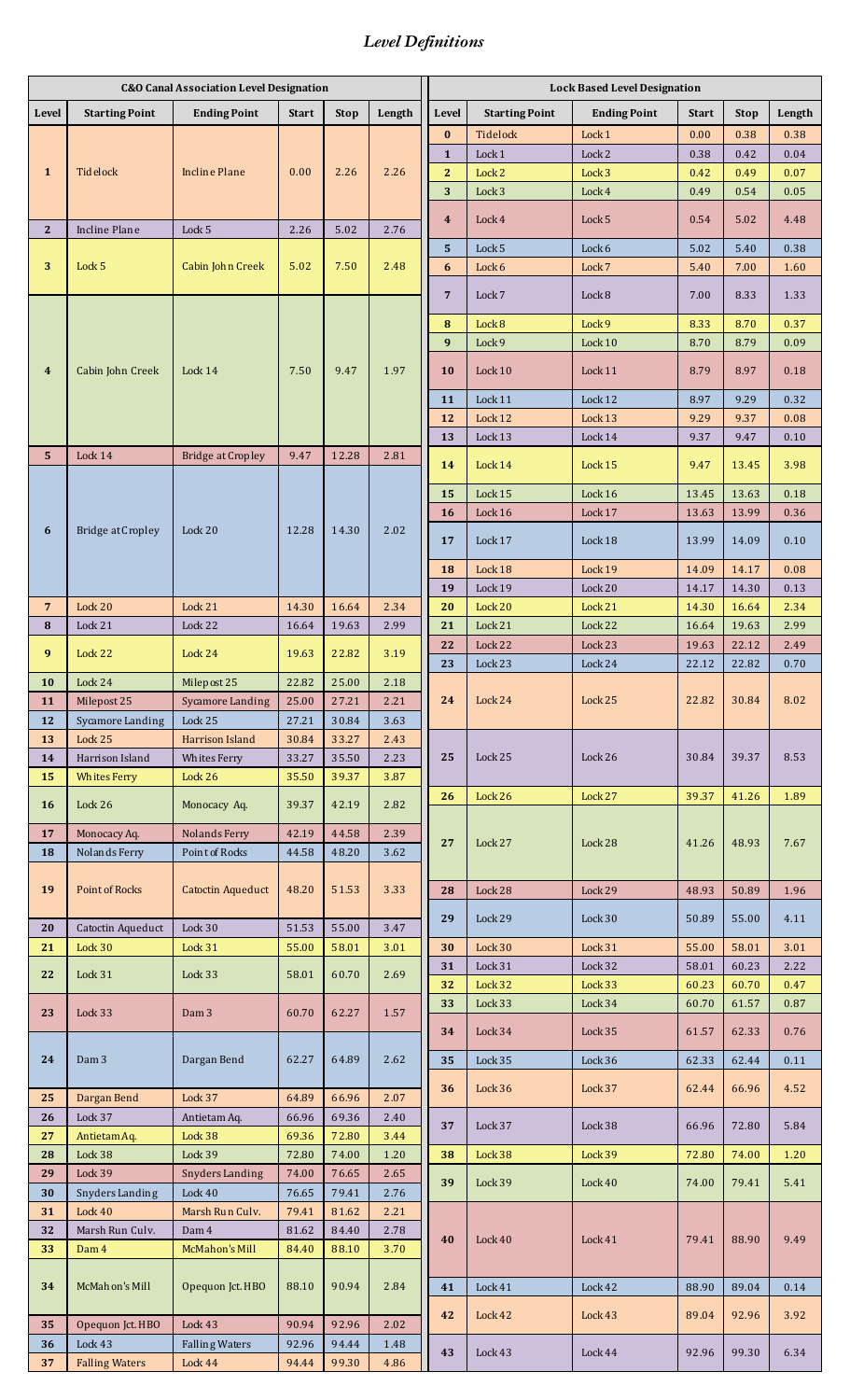# *Level Definitions*

## C&O Canal Association Level Designation

| Level | Starting Point | Ending Point | Start | Stop | Length |
|---|---|---|---|---|---|
| 1 | Tidelock | Incline Plane | 0.00 | 2.26 | 2.26 |
| 2 | Incline Plane | Lock 5 | 2.26 | 5.02 | 2.76 |
| 3 | Lock 5 | Cabin John Creek | 5.02 | 7.50 | 2.48 |
| 4 | Cabin John Creek | Lock 14 | 7.50 | 9.47 | 1.97 |
| 5 | Lock 14 | Bridge at Cropley | 9.47 | 12.28 | 2.81 |
| 6 | Bridge at Cropley | Lock 20 | 12.28 | 14.30 | 2.02 |
| 7 | Lock 20 | Lock 21 | 14.30 | 16.64 | 2.34 |
| 8 | Lock 21 | Lock 22 | 16.64 | 19.63 | 2.99 |
| 9 | Lock 22 | Lock 24 | 19.63 | 22.82 | 3.19 |
| 10 | Lock 24 | Milepost 25 | 22.82 | 25.00 | 2.18 |
| 11 | Milepost 25 | Sycamore Landing | 25.00 | 27.21 | 2.21 |
| 12 | Sycamore Landing | Lock 25 | 27.21 | 30.84 | 3.63 |
| 13 | Lock 25 | Harrison Island | 30.84 | 33.27 | 2.43 |
| 14 | Harrison Island | Whites Ferry | 33.27 | 35.50 | 2.23 |
| 15 | Whites Ferry | Lock 26 | 35.50 | 39.37 | 3.87 |
| 16 | Lock 26 | Monocacy Aq. | 39.37 | 42.19 | 2.82 |
| 17 | Monocacy Aq. | Nolands Ferry | 42.19 | 44.58 | 2.39 |
| 18 | Nolands Ferry | Point of Rocks | 44.58 | 48.20 | 3.62 |
| 19 | Point of Rocks | Catoctin Aqueduct | 48.20 | 51.53 | 3.33 |
| 20 | Catoctin Aqueduct | Lock 30 | 51.53 | 55.00 | 3.47 |
| 21 | Lock 30 | Lock 31 | 55.00 | 58.01 | 3.01 |
| 22 | Lock 31 | Lock 33 | 58.01 | 60.70 | 2.69 |
| 23 | Lock 33 | Dam 3 | 60.70 | 62.27 | 1.57 |
| 24 | Dam 3 | Dargan Bend | 62.27 | 64.89 | 2.62 |
| 25 | Dargan Bend | Lock 37 | 64.89 | 66.96 | 2.07 |
| 26 | Lock 37 | Antietam Aq. | 66.96 | 69.36 | 2.40 |
| 27 | Antietam Aq. | Lock 38 | 69.36 | 72.80 | 3.44 |
| 28 | Lock 38 | Lock 39 | 72.80 | 74.00 | 1.20 |
| 29 | Lock 39 | Snyders Landing | 74.00 | 76.65 | 2.65 |
| 30 | Snyders Landing | Lock 40 | 76.65 | 79.41 | 2.76 |
| 31 | Lock 40 | Marsh Run Culv. | 79.41 | 81.62 | 2.21 |
| 32 | Marsh Run Culv. | Dam 4 | 81.62 | 84.40 | 2.78 |
| 33 | Dam 4 | McMahon's Mill | 84.40 | 88.10 | 3.70 |
| 34 | McMahon's Mill | Opequon Jct. HBO | 88.10 | 90.94 | 2.84 |
| 35 | Opequon Jct. HBO | Lock 43 | 90.94 | 92.96 | 2.02 |
| 36 | Lock 43 | Falling Waters | 92.96 | 94.44 | 1.48 |
| 37 | Falling Waters | Lock 44 | 94.44 | 99.30 | 4.86 |

## Lock Based Level Designation

| Level | Starting Point | Ending Point | Start | Stop | Length |
|---|---|---|---|---|---|
| 0 | Tidelock | Lock 1 | 0.00 | 0.38 | 0.38 |
| 1 | Lock 1 | Lock 2 | 0.38 | 0.42 | 0.04 |
| 2 | Lock 2 | Lock 3 | 0.42 | 0.49 | 0.07 |
| 3 | Lock 3 | Lock 4 | 0.49 | 0.54 | 0.05 |
| 4 | Lock 4 | Lock 5 | 0.54 | 5.02 | 4.48 |
| 5 | Lock 5 | Lock 6 | 5.02 | 5.40 | 0.38 |
| 6 | Lock 6 | Lock 7 | 5.40 | 7.00 | 1.60 |
| 7 | Lock 7 | Lock 8 | 7.00 | 8.33 | 1.33 |
| 8 | Lock 8 | Lock 9 | 8.33 | 8.70 | 0.37 |
| 9 | Lock 9 | Lock 10 | 8.70 | 8.79 | 0.09 |
| 10 | Lock 10 | Lock 11 | 8.79 | 8.97 | 0.18 |
| 11 | Lock 11 | Lock 12 | 8.97 | 9.29 | 0.32 |
| 12 | Lock 12 | Lock 13 | 9.29 | 9.37 | 0.08 |
| 13 | Lock 13 | Lock 14 | 9.37 | 9.47 | 0.10 |
| 14 | Lock 14 | Lock 15 | 9.47 | 13.45 | 3.98 |
| 15 | Lock 15 | Lock 16 | 13.45 | 13.63 | 0.18 |
| 16 | Lock 16 | Lock 17 | 13.63 | 13.99 | 0.36 |
| 17 | Lock 17 | Lock 18 | 13.99 | 14.09 | 0.10 |
| 18 | Lock 18 | Lock 19 | 14.09 | 14.17 | 0.08 |
| 19 | Lock 19 | Lock 20 | 14.17 | 14.30 | 0.13 |
| 20 | Lock 20 | Lock 21 | 14.30 | 16.64 | 2.34 |
| 21 | Lock 21 | Lock 22 | 16.64 | 19.63 | 2.99 |
| 22 | Lock 22 | Lock 23 | 19.63 | 22.12 | 2.49 |
| 23 | Lock 23 | Lock 24 | 22.12 | 22.82 | 0.70 |
| 24 | Lock 24 | Lock 25 | 22.82 | 30.84 | 8.02 |
| 25 | Lock 25 | Lock 26 | 30.84 | 39.37 | 8.53 |
| 26 | Lock 26 | Lock 27 | 39.37 | 41.26 | 1.89 |
| 27 | Lock 27 | Lock 28 | 41.26 | 48.93 | 7.67 |
| 28 | Lock 28 | Lock 29 | 48.93 | 50.89 | 1.96 |
| 29 | Lock 29 | Lock 30 | 50.89 | 55.00 | 4.11 |
| 30 | Lock 30 | Lock 31 | 55.00 | 58.01 | 3.01 |
| 31 | Lock 31 | Lock 32 | 58.01 | 60.23 | 2.22 |
| 32 | Lock 32 | Lock 33 | 60.23 | 60.70 | 0.47 |
| 33 | Lock 33 | Lock 34 | 60.70 | 61.57 | 0.87 |
| 34 | Lock 34 | Lock 35 | 61.57 | 62.33 | 0.76 |
| 35 | Lock 35 | Lock 36 | 62.33 | 62.44 | 0.11 |
| 36 | Lock 36 | Lock 37 | 62.44 | 66.96 | 4.52 |
| 37 | Lock 37 | Lock 38 | 66.96 | 72.80 | 5.84 |
| 38 | Lock 38 | Lock 39 | 72.80 | 74.00 | 1.20 |
| 39 | Lock 39 | Lock 40 | 74.00 | 79.41 | 5.41 |
| 40 | Lock 40 | Lock 41 | 79.41 | 88.90 | 9.49 |
| 41 | Lock 41 | Lock 42 | 88.90 | 89.04 | 0.14 |
| 42 | Lock 42 | Lock 43 | 89.04 | 92.96 | 3.92 |
| 43 | Lock 43 | Lock 44 | 92.96 | 99.30 | 6.34 |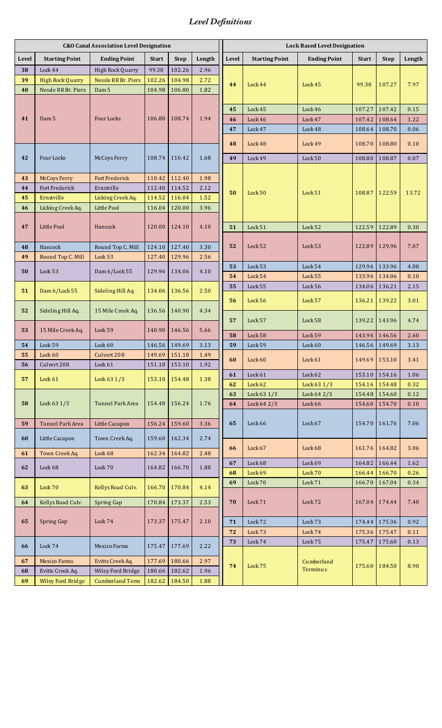# *Level Definitions*

| C&O Canal Association Level Designation | | | | | |
|---|---|---|---|---|---|
| **Level** | **Starting Point** | **Ending Point** | **Start** | **Stop** | **Length** |
| **38** | Lock 44 | High Rock Quarry | 99.30 | 102.26 | 2.96 |
| **39** | High Rock Quarry | Nessle RR Br. Piers | 102.26 | 104.98 | 2.72 |
| **40** | Nessle RR Br. Piers | Dam 5 | 104.98 | 106.80 | 1.82 |
| **41** | Dam 5 | Four Locks | 106.80 | 108.74 | 1.94 |
| **42** | Four Locks | McCoys Ferry | 108.74 | 110.42 | 1.68 |
| **43** | McCoys Ferry | Fort Frederick | 110.42 | 112.40 | 1.98 |
| **44** | Fort Frederick | Ernstville | 112.40 | 114.52 | 2.12 |
| **45** | Ernstville | Licking Creek Aq. | 114.52 | 116.04 | 1.52 |
| **46** | Licking Creek Aq. | Little Pool | 116.04 | 120.00 | 3.96 |
| **47** | Little Pool | Hancock | 120.00 | 124.10 | 4.10 |
| **48** | Hancock | Round Top C. Mill | 124.10 | 127.40 | 3.30 |
| **49** | Round Top C. Mill | Lock 53 | 127.40 | 129.96 | 2.56 |
| **50** | Lock 53 | Dam 6/Lock 55 | 129.96 | 134.06 | 4.10 |
| **51** | Dam 6/Lock 55 | Sideling Hill Aq. | 134.06 | 136.56 | 2.50 |
| **52** | Sideling Hill Aq. | 15 Mile Creek Aq. | 136.56 | 140.90 | 4.34 |
| **53** | 15 Mile Creek Aq. | Lock 59 | 140.90 | 146.56 | 5.66 |
| **54** | Lock 59 | Lock 60 | 146.56 | 149.69 | 3.13 |
| **55** | Lock 60 | Culvert 208 | 149.69 | 151.18 | 1.49 |
| **56** | Culvert 208 | Lock 61 | 151.18 | 153.10 | 1.92 |
| **57** | Lock 61 | Lock 63 1/3 | 153.10 | 154.48 | 1.38 |
| **58** | Lock 63 1/3 | Tunnel Park Area | 154.48 | 156.24 | 1.76 |
| **59** | Tunnel Park Area | Little Cacapon | 156.24 | 159.60 | 3.36 |
| **60** | Little Cacapon | Town Creek Aq. | 159.60 | 162.34 | 2.74 |
| **61** | Town Creek Aq. | Lock 68 | 162.34 | 164.82 | 2.48 |
| **62** | Lock 68 | Lock 70 | 164.82 | 166.70 | 1.88 |
| **63** | Lock 70 | Kellys Road Culv. | 166.70 | 170.84 | 4.14 |
| **64** | Kellys Road Culv. | Spring Gap | 170.84 | 173.37 | 2.53 |
| **65** | Spring Gap | Lock 74 | 173.37 | 175.47 | 2.10 |
| **66** | Lock 74 | Mexico Farms | 175.47 | 177.69 | 2.22 |
| **67** | Mexico Farms | Evitts Creek Aq. | 177.69 | 180.66 | 2.97 |
| **68** | Evitts Creek Aq. | Wiley Ford Bridge | 180.66 | 182.62 | 1.96 |
| **69** | Wiley Ford Bridge | Cumberland Term | 182.62 | 184.50 | 1.88 |

| Lock Based Level Designation | | | | | |
|---|---|---|---|---|---|
| **Level** | **Starting Point** | **Ending Point** | **Start** | **Stop** | **Length** |
| **44** | Lock 44 | Lock 45 | 99.30 | 107.27 | 7.97 |
| **45** | Lock 45 | Lock 46 | 107.27 | 107.42 | 0.15 |
| **46** | Lock 46 | Lock 47 | 107.42 | 108.64 | 1.22 |
| **47** | Lock 47 | Lock 48 | 108.64 | 108.70 | 0.06 |
| **48** | Lock 48 | Lock 49 | 108.70 | 108.80 | 0.10 |
| **49** | Lock 49 | Lock 50 | 108.80 | 108.87 | 0.07 |
| **50** | Lock 50 | Lock 51 | 108.87 | 122.59 | 13.72 |
| **51** | Lock 51 | Lock 52 | 122.59 | 122.89 | 0.30 |
| **52** | Lock 52 | Lock 53 | 122.89 | 129.96 | 7.07 |
| **53** | Lock 53 | Lock 54 | 129.96 | 133.96 | 4.00 |
| **54** | Lock 54 | Lock 55 | 133.96 | 134.06 | 0.10 |
| **55** | Lock 55 | Lock 56 | 134.06 | 136.21 | 2.15 |
| **56** | Lock 56 | Lock 57 | 136.21 | 139.22 | 3.01 |
| **57** | Lock 57 | Lock 58 | 139.22 | 143.96 | 4.74 |
| **58** | Lock 58 | Lock 59 | 143.96 | 146.56 | 2.60 |
| **59** | Lock 59 | Lock 60 | 146.56 | 149.69 | 3.13 |
| **60** | Lock 60 | Lock 61 | 149.69 | 153.10 | 3.41 |
| **61** | Lock 61 | Lock 62 | 153.10 | 154.16 | 1.06 |
| **62** | Lock 62 | Lock 63 1/3 | 154.16 | 154.48 | 0.32 |
| **63** | Lock 63 1/3 | Lock 64 2/3 | 154.48 | 154.60 | 0.12 |
| **64** | Lock 64 2/3 | Lock 66 | 154.60 | 154.70 | 0.10 |
| **65** | Lock 66 | Lock 67 | 154.70 | 161.76 | 7.06 |
| **66** | Lock 67 | Lock 68 | 161.76 | 164.82 | 3.06 |
| **67** | Lock 68 | Lock 69 | 164.82 | 166.44 | 1.62 |
| **68** | Lock 69 | Lock 70 | 166.44 | 166.70 | 0.26 |
| **69** | Lock 70 | Lock 71 | 166.70 | 167.04 | 0.34 |
| **70** | Lock 71 | Lock 72 | 167.04 | 174.44 | 7.40 |
| **71** | Lock 72 | Lock 73 | 174.44 | 175.36 | 0.92 |
| **72** | Lock 73 | Lock 74 | 175.36 | 175.47 | 0.11 |
| **73** | Lock 74 | Lock 75 | 175.47 | 175.60 | 0.13 |
| **74** | Lock 75 | Cumberland Terminus | 175.60 | 184.50 | 8.90 |